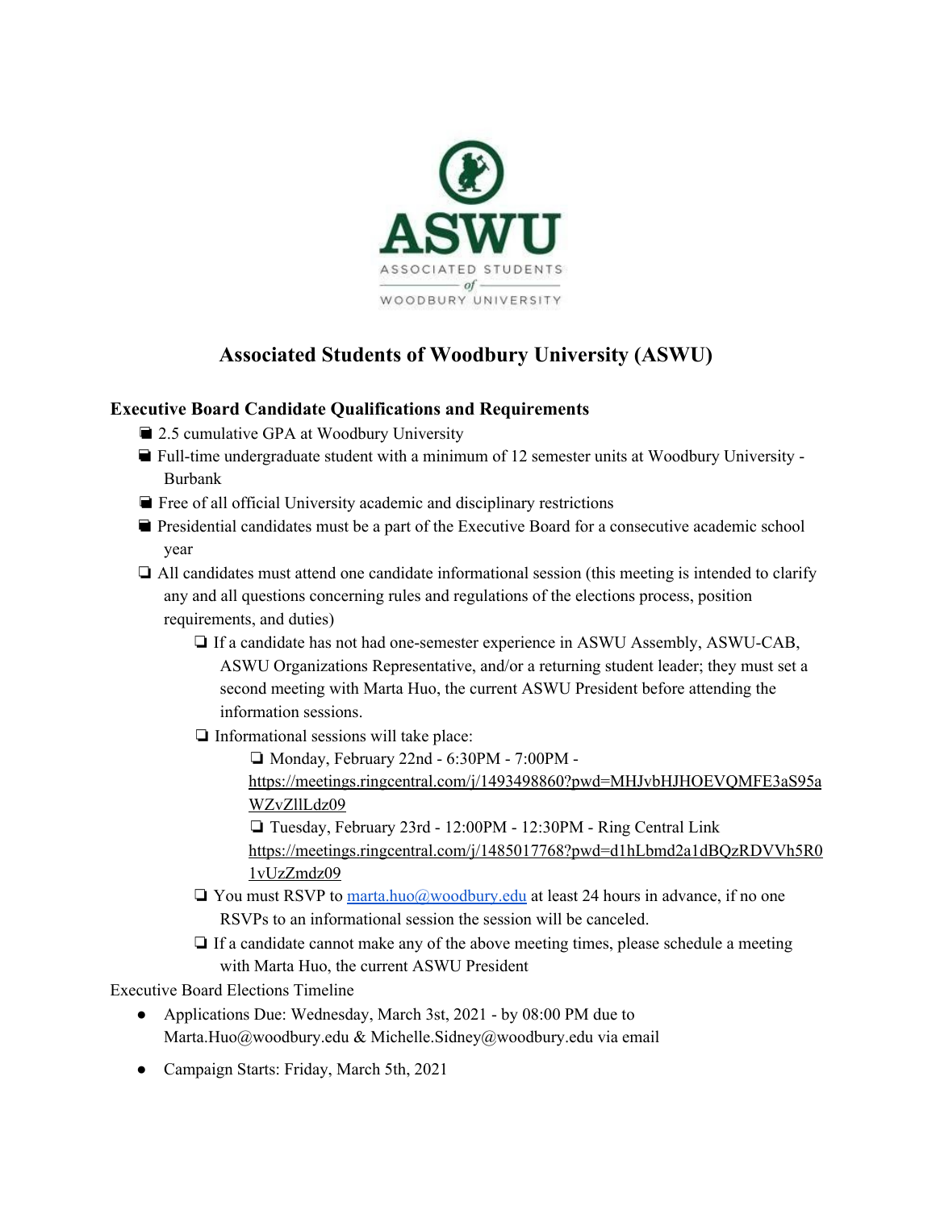# Associated Students of Woodbury University (ASWU)

### Executive Board Candidate Qualifications and Requirements

- 2.5 cumulative GPA at Woodbury University
- Full-time undergraduate student with a minimum of 12 semester units at Woodbury University - Burbank
- Free of all official University academic and disciplinary restrictions
- Presidential candidates must be a part of the Executive Board for a consecutive academic school year
- All candidates must attend one candidate informational session (this meeting is intended to clarify any and all questions concerning rules and regulations of the elections process, position requirements, and duties)
  - If a candidate has not had one-semester experience in ASWU Assembly, ASWU-CAB, ASWU Organizations Representative, and/or a returning student leader; they must set a second meeting with Marta Huo, the current ASWU President before attending the information sessions.
  - Informational sessions will take place:
    - Monday, February 22nd - 6:30PM - 7:00PM - https://meetings.ringcentral.com/j/1493498860?pwd=MHJvbHJHOEVQMFE3aS95aWZvZlILdz09
    - Tuesday, February 23rd - 12:00PM - 12:30PM - Ring Central Link https://meetings.ringcentral.com/j/1485017768?pwd=d1hLbmd2a1dBQzRDVVh5R01vUzZmdz09
  - You must RSVP to marta.huo@woodbury.edu at least 24 hours in advance, if no one RSVPs to an informational session the session will be canceled.
  - If a candidate cannot make any of the above meeting times, please schedule a meeting with Marta Huo, the current ASWU President

Executive Board Elections Timeline

- Applications Due: Wednesday, March 3st, 2021 - by 08:00 PM due to Marta.Huo@woodbury.edu & Michelle.Sidney@woodbury.edu via email
- Campaign Starts: Friday, March 5th, 2021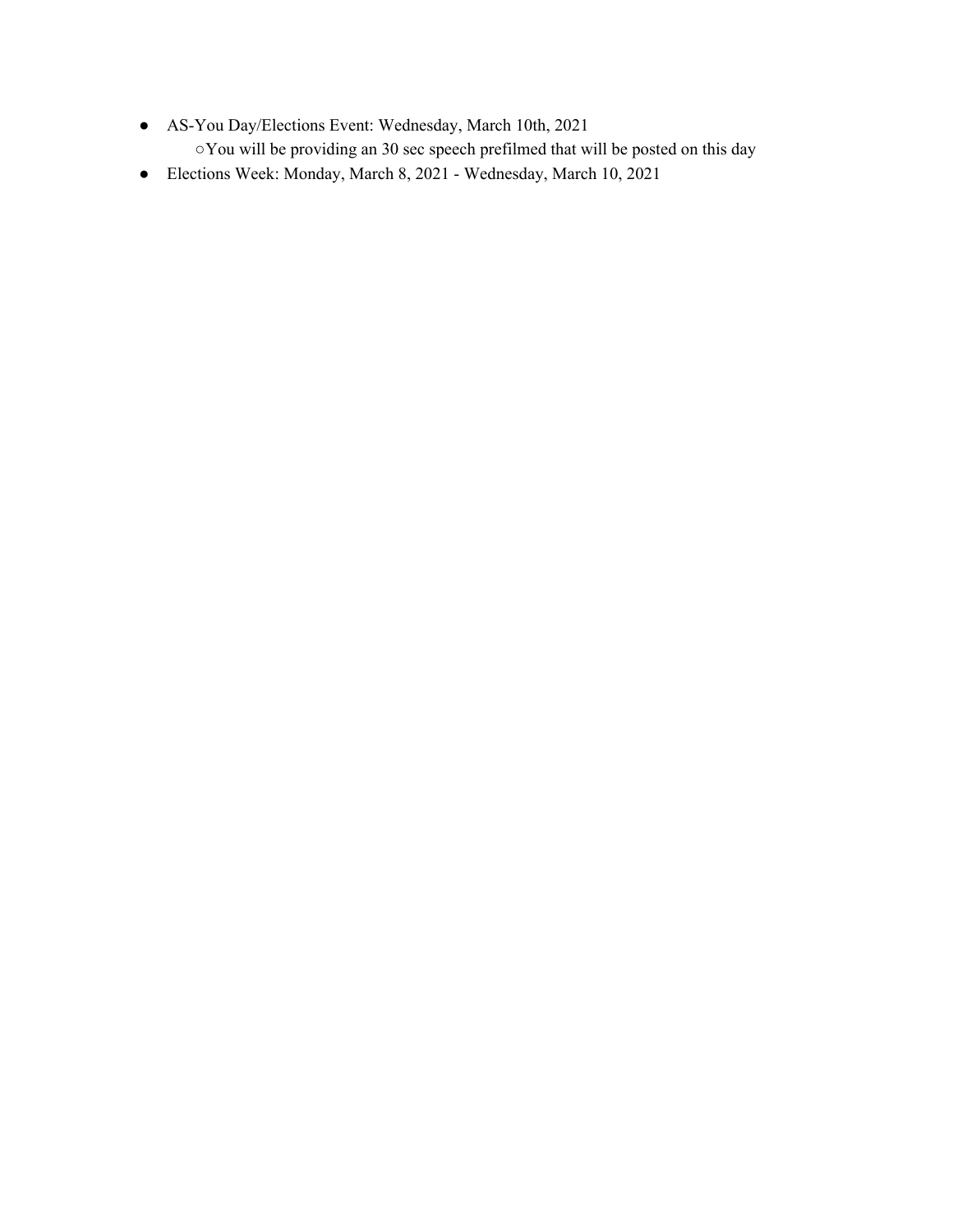- AS-You Day/Elections Event: Wednesday, March 10th, 2021
  - You will be providing an 30 sec speech prefilmed that will be posted on this day
- Elections Week: Monday, March 8, 2021 - Wednesday, March 10, 2021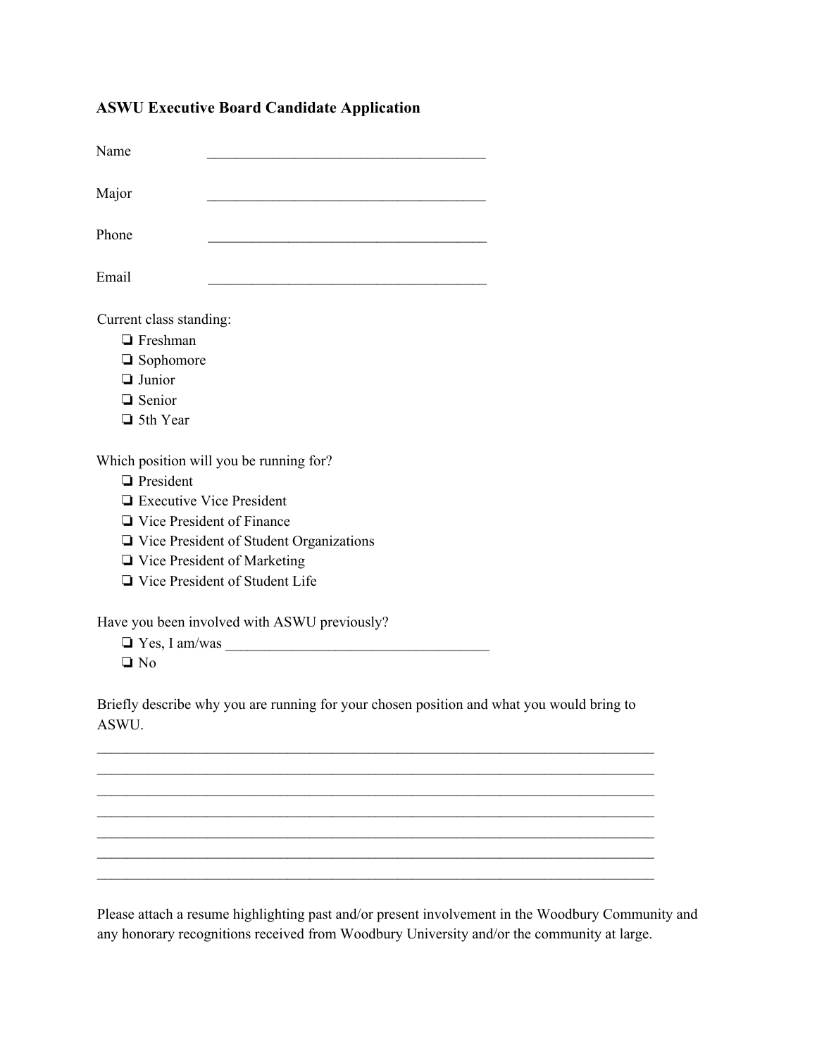**ASWU Executive Board Candidate Application**

Name ______________________________________

Major ______________________________________

Phone ______________________________________

Email ______________________________________

Current class standing:

- ❏ Freshman
- ❏ Sophomore
- ❏ Junior
- ❏ Senior
- ❏ 5th Year

Which position will you be running for?

- ❏ President
- ❏ Executive Vice President
- ❏ Vice President of Finance
- ❏ Vice President of Student Organizations
- ❏ Vice President of Marketing
- ❏ Vice President of Student Life

Have you been involved with ASWU previously?

- ❏ Yes, I am/was ____________________________________
- ❏ No

Briefly describe why you are running for your chosen position and what you would bring to ASWU.

____________________________________________________________________________

____________________________________________________________________________

____________________________________________________________________________

____________________________________________________________________________

____________________________________________________________________________

____________________________________________________________________________

____________________________________________________________________________

Please attach a resume highlighting past and/or present involvement in the Woodbury Community and any honorary recognitions received from Woodbury University and/or the community at large.